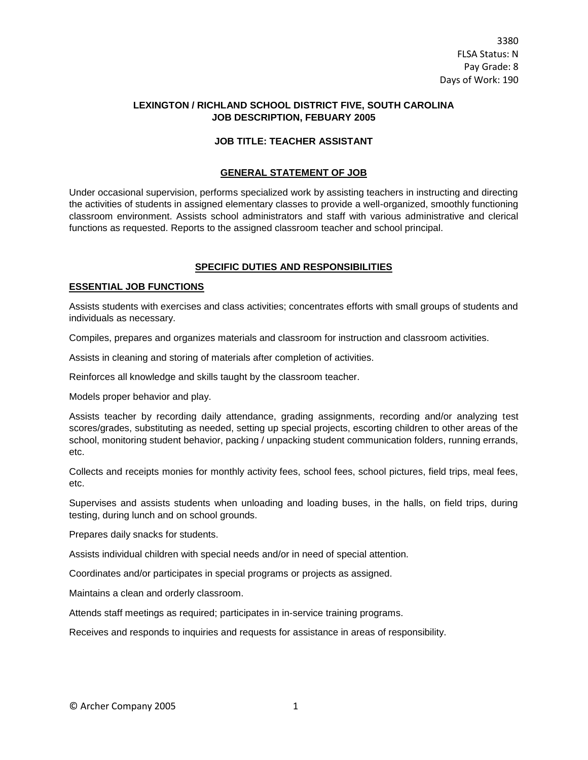3380
FLSA Status: N
Pay Grade: 8
Days of Work: 190

**LEXINGTON / RICHLAND SCHOOL DISTRICT FIVE, SOUTH CAROLINA**
**JOB DESCRIPTION, FEBUARY 2005**

**JOB TITLE: TEACHER ASSISTANT**

## GENERAL STATEMENT OF JOB

Under occasional supervision, performs specialized work by assisting teachers in instructing and directing the activities of students in assigned elementary classes to provide a well-organized, smoothly functioning classroom environment. Assists school administrators and staff with various administrative and clerical functions as requested. Reports to the assigned classroom teacher and school principal.

## SPECIFIC DUTIES AND RESPONSIBILITIES

### ESSENTIAL JOB FUNCTIONS

Assists students with exercises and class activities; concentrates efforts with small groups of students and individuals as necessary.

Compiles, prepares and organizes materials and classroom for instruction and classroom activities.

Assists in cleaning and storing of materials after completion of activities.

Reinforces all knowledge and skills taught by the classroom teacher.

Models proper behavior and play.

Assists teacher by recording daily attendance, grading assignments, recording and/or analyzing test scores/grades, substituting as needed, setting up special projects, escorting children to other areas of the school, monitoring student behavior, packing / unpacking student communication folders, running errands, etc.

Collects and receipts monies for monthly activity fees, school fees, school pictures, field trips, meal fees, etc.

Supervises and assists students when unloading and loading buses, in the halls, on field trips, during testing, during lunch and on school grounds.

Prepares daily snacks for students.

Assists individual children with special needs and/or in need of special attention.

Coordinates and/or participates in special programs or projects as assigned.

Maintains a clean and orderly classroom.

Attends staff meetings as required; participates in in-service training programs.

Receives and responds to inquiries and requests for assistance in areas of responsibility.

© Archer Company 2005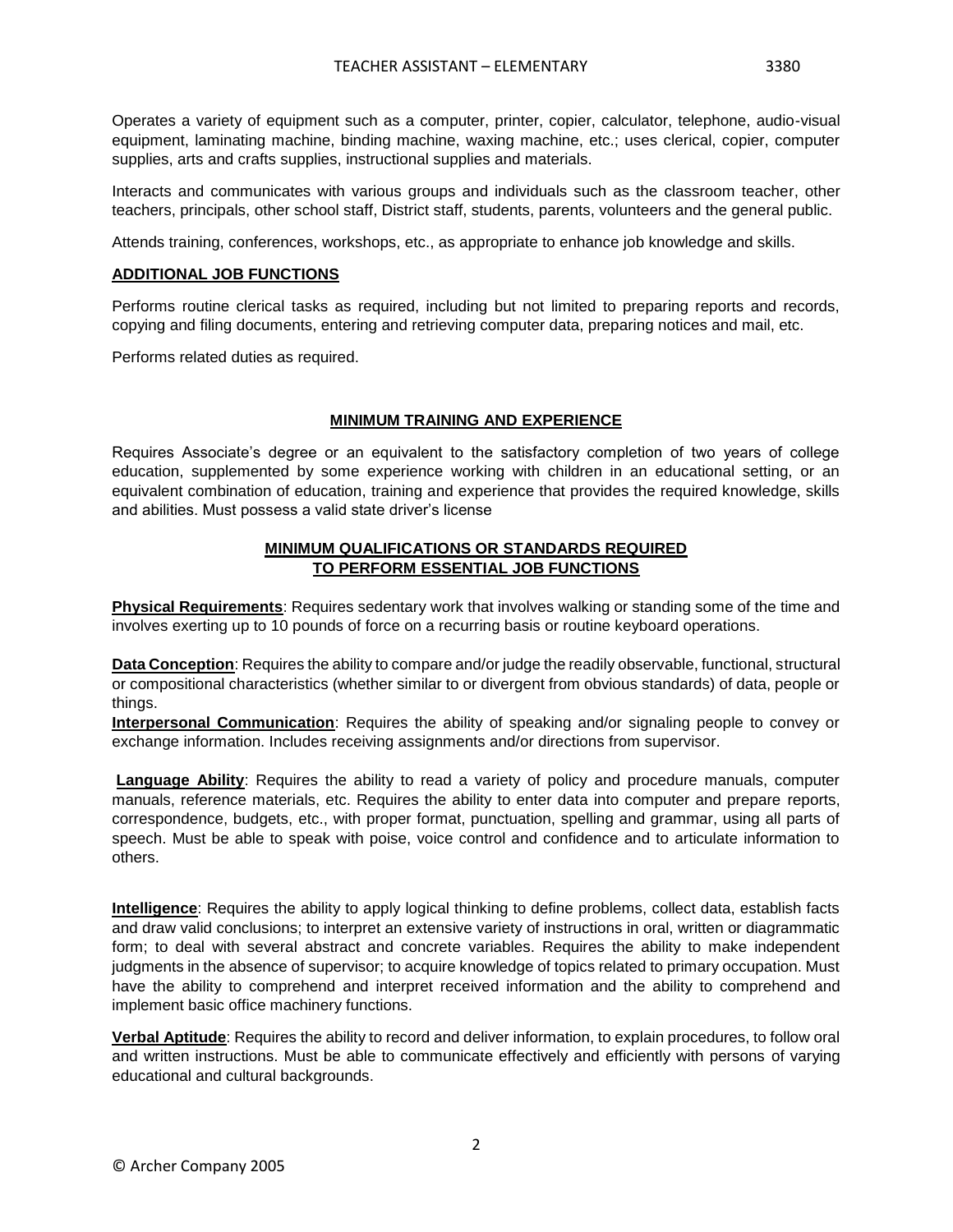Operates a variety of equipment such as a computer, printer, copier, calculator, telephone, audio-visual equipment, laminating machine, binding machine, waxing machine, etc.; uses clerical, copier, computer supplies, arts and crafts supplies, instructional supplies and materials.

Interacts and communicates with various groups and individuals such as the classroom teacher, other teachers, principals, other school staff, District staff, students, parents, volunteers and the general public.

Attends training, conferences, workshops, etc., as appropriate to enhance job knowledge and skills.

## ADDITIONAL JOB FUNCTIONS

Performs routine clerical tasks as required, including but not limited to preparing reports and records, copying and filing documents, entering and retrieving computer data, preparing notices and mail, etc.

Performs related duties as required.

## MINIMUM TRAINING AND EXPERIENCE

Requires Associate's degree or an equivalent to the satisfactory completion of two years of college education, supplemented by some experience working with children in an educational setting, or an equivalent combination of education, training and experience that provides the required knowledge, skills and abilities. Must possess a valid state driver's license

## MINIMUM QUALIFICATIONS OR STANDARDS REQUIRED TO PERFORM ESSENTIAL JOB FUNCTIONS

**Physical Requirements**: Requires sedentary work that involves walking or standing some of the time and involves exerting up to 10 pounds of force on a recurring basis or routine keyboard operations.

**Data Conception**: Requires the ability to compare and/or judge the readily observable, functional, structural or compositional characteristics (whether similar to or divergent from obvious standards) of data, people or things.

**Interpersonal Communication**: Requires the ability of speaking and/or signaling people to convey or exchange information. Includes receiving assignments and/or directions from supervisor.

**Language Ability**: Requires the ability to read a variety of policy and procedure manuals, computer manuals, reference materials, etc. Requires the ability to enter data into computer and prepare reports, correspondence, budgets, etc., with proper format, punctuation, spelling and grammar, using all parts of speech. Must be able to speak with poise, voice control and confidence and to articulate information to others.

**Intelligence**: Requires the ability to apply logical thinking to define problems, collect data, establish facts and draw valid conclusions; to interpret an extensive variety of instructions in oral, written or diagrammatic form; to deal with several abstract and concrete variables. Requires the ability to make independent judgments in the absence of supervisor; to acquire knowledge of topics related to primary occupation. Must have the ability to comprehend and interpret received information and the ability to comprehend and implement basic office machinery functions.

**Verbal Aptitude**: Requires the ability to record and deliver information, to explain procedures, to follow oral and written instructions. Must be able to communicate effectively and efficiently with persons of varying educational and cultural backgrounds.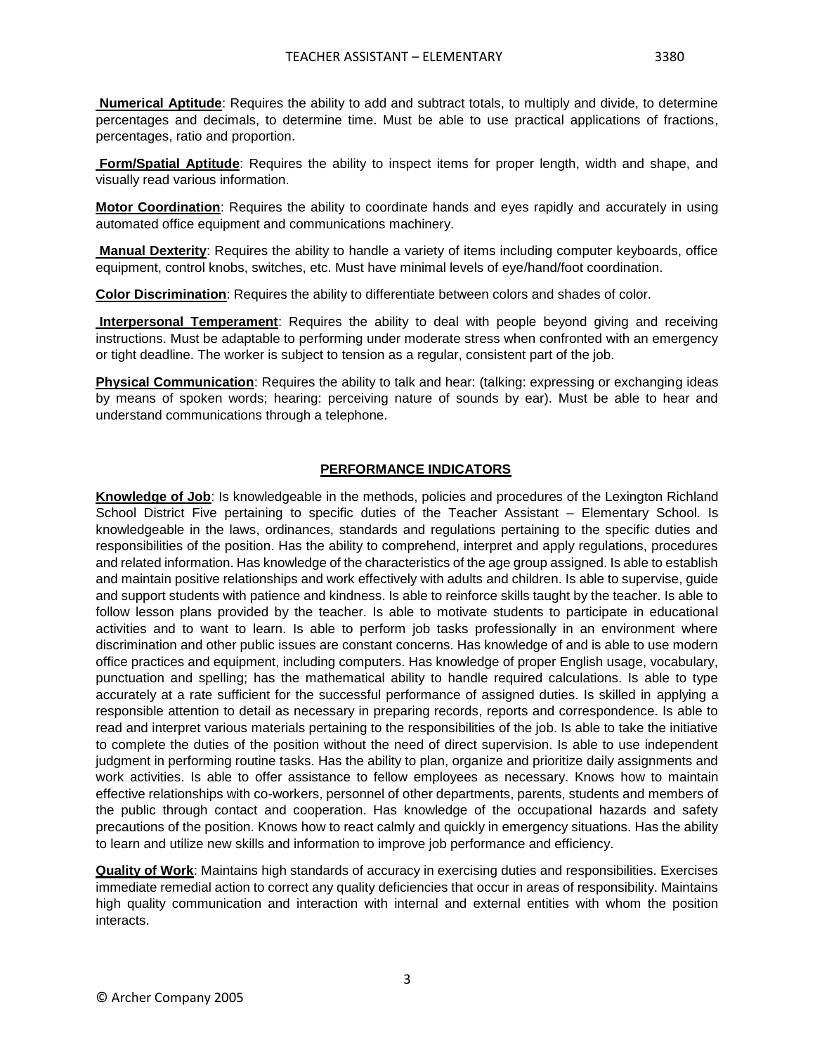**Numerical Aptitude**: Requires the ability to add and subtract totals, to multiply and divide, to determine percentages and decimals, to determine time. Must be able to use practical applications of fractions, percentages, ratio and proportion.

**Form/Spatial Aptitude**: Requires the ability to inspect items for proper length, width and shape, and visually read various information.

**Motor Coordination**: Requires the ability to coordinate hands and eyes rapidly and accurately in using automated office equipment and communications machinery.

**Manual Dexterity**: Requires the ability to handle a variety of items including computer keyboards, office equipment, control knobs, switches, etc. Must have minimal levels of eye/hand/foot coordination.

**Color Discrimination**: Requires the ability to differentiate between colors and shades of color.

**Interpersonal Temperament**: Requires the ability to deal with people beyond giving and receiving instructions. Must be adaptable to performing under moderate stress when confronted with an emergency or tight deadline. The worker is subject to tension as a regular, consistent part of the job.

**Physical Communication**: Requires the ability to talk and hear: (talking: expressing or exchanging ideas by means of spoken words; hearing: perceiving nature of sounds by ear). Must be able to hear and understand communications through a telephone.

## PERFORMANCE INDICATORS

**Knowledge of Job**: Is knowledgeable in the methods, policies and procedures of the Lexington Richland School District Five pertaining to specific duties of the Teacher Assistant – Elementary School. Is knowledgeable in the laws, ordinances, standards and regulations pertaining to the specific duties and responsibilities of the position. Has the ability to comprehend, interpret and apply regulations, procedures and related information. Has knowledge of the characteristics of the age group assigned. Is able to establish and maintain positive relationships and work effectively with adults and children. Is able to supervise, guide and support students with patience and kindness. Is able to reinforce skills taught by the teacher. Is able to follow lesson plans provided by the teacher. Is able to motivate students to participate in educational activities and to want to learn. Is able to perform job tasks professionally in an environment where discrimination and other public issues are constant concerns. Has knowledge of and is able to use modern office practices and equipment, including computers. Has knowledge of proper English usage, vocabulary, punctuation and spelling; has the mathematical ability to handle required calculations. Is able to type accurately at a rate sufficient for the successful performance of assigned duties. Is skilled in applying a responsible attention to detail as necessary in preparing records, reports and correspondence. Is able to read and interpret various materials pertaining to the responsibilities of the job. Is able to take the initiative to complete the duties of the position without the need of direct supervision. Is able to use independent judgment in performing routine tasks. Has the ability to plan, organize and prioritize daily assignments and work activities. Is able to offer assistance to fellow employees as necessary. Knows how to maintain effective relationships with co-workers, personnel of other departments, parents, students and members of the public through contact and cooperation. Has knowledge of the occupational hazards and safety precautions of the position. Knows how to react calmly and quickly in emergency situations. Has the ability to learn and utilize new skills and information to improve job performance and efficiency.

**Quality of Work**: Maintains high standards of accuracy in exercising duties and responsibilities. Exercises immediate remedial action to correct any quality deficiencies that occur in areas of responsibility. Maintains high quality communication and interaction with internal and external entities with whom the position interacts.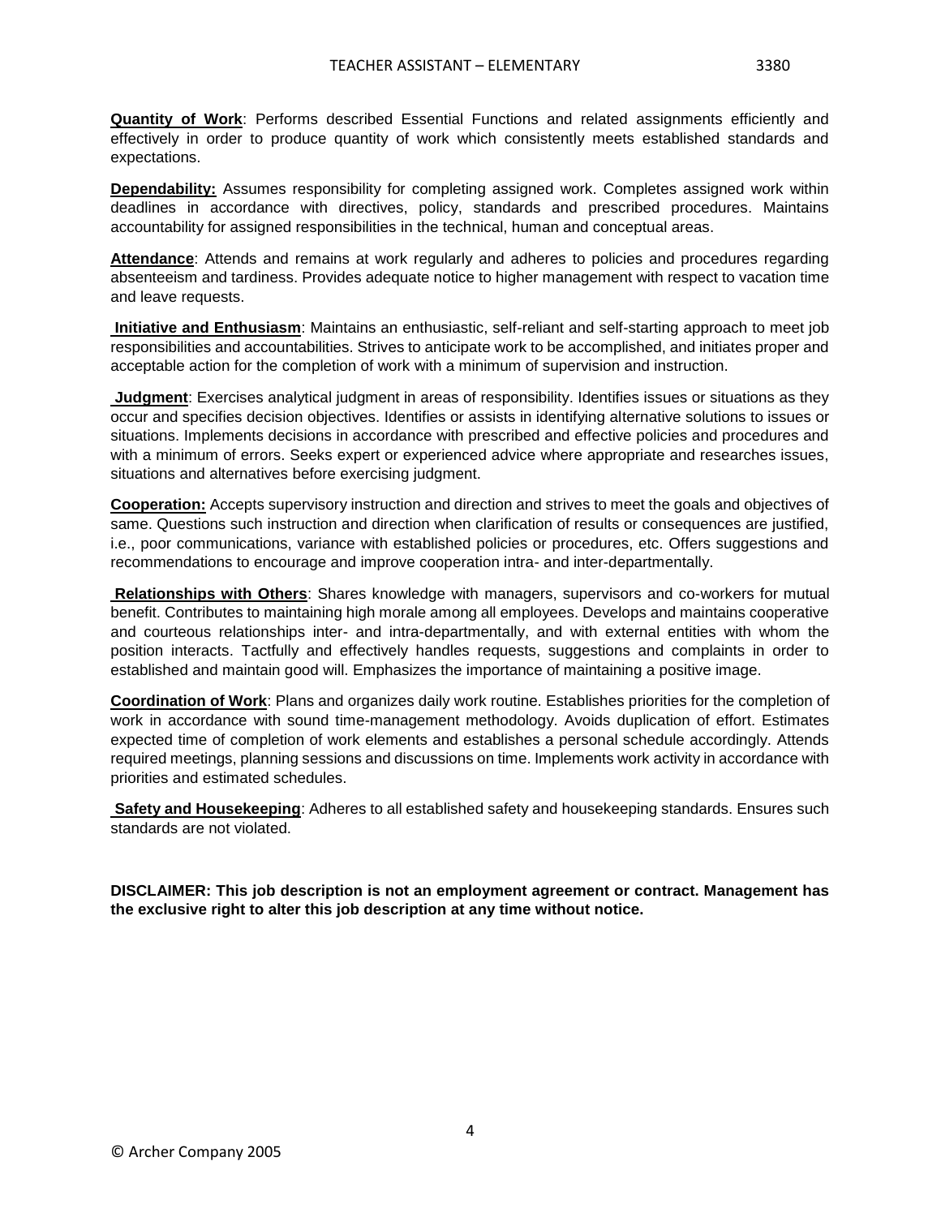**Quantity of Work**: Performs described Essential Functions and related assignments efficiently and effectively in order to produce quantity of work which consistently meets established standards and expectations.

**Dependability:** Assumes responsibility for completing assigned work. Completes assigned work within deadlines in accordance with directives, policy, standards and prescribed procedures. Maintains accountability for assigned responsibilities in the technical, human and conceptual areas.

**Attendance**: Attends and remains at work regularly and adheres to policies and procedures regarding absenteeism and tardiness. Provides adequate notice to higher management with respect to vacation time and leave requests.

**Initiative and Enthusiasm**: Maintains an enthusiastic, self-reliant and self-starting approach to meet job responsibilities and accountabilities. Strives to anticipate work to be accomplished, and initiates proper and acceptable action for the completion of work with a minimum of supervision and instruction.

**Judgment**: Exercises analytical judgment in areas of responsibility. Identifies issues or situations as they occur and specifies decision objectives. Identifies or assists in identifying alternative solutions to issues or situations. Implements decisions in accordance with prescribed and effective policies and procedures and with a minimum of errors. Seeks expert or experienced advice where appropriate and researches issues, situations and alternatives before exercising judgment.

**Cooperation:** Accepts supervisory instruction and direction and strives to meet the goals and objectives of same. Questions such instruction and direction when clarification of results or consequences are justified, i.e., poor communications, variance with established policies or procedures, etc. Offers suggestions and recommendations to encourage and improve cooperation intra- and inter-departmentally.

**Relationships with Others**: Shares knowledge with managers, supervisors and co-workers for mutual benefit. Contributes to maintaining high morale among all employees. Develops and maintains cooperative and courteous relationships inter- and intra-departmentally, and with external entities with whom the position interacts. Tactfully and effectively handles requests, suggestions and complaints in order to established and maintain good will. Emphasizes the importance of maintaining a positive image.

**Coordination of Work**: Plans and organizes daily work routine. Establishes priorities for the completion of work in accordance with sound time-management methodology. Avoids duplication of effort. Estimates expected time of completion of work elements and establishes a personal schedule accordingly. Attends required meetings, planning sessions and discussions on time. Implements work activity in accordance with priorities and estimated schedules.

**Safety and Housekeeping**: Adheres to all established safety and housekeeping standards. Ensures such standards are not violated.

**DISCLAIMER: This job description is not an employment agreement or contract. Management has the exclusive right to alter this job description at any time without notice.**